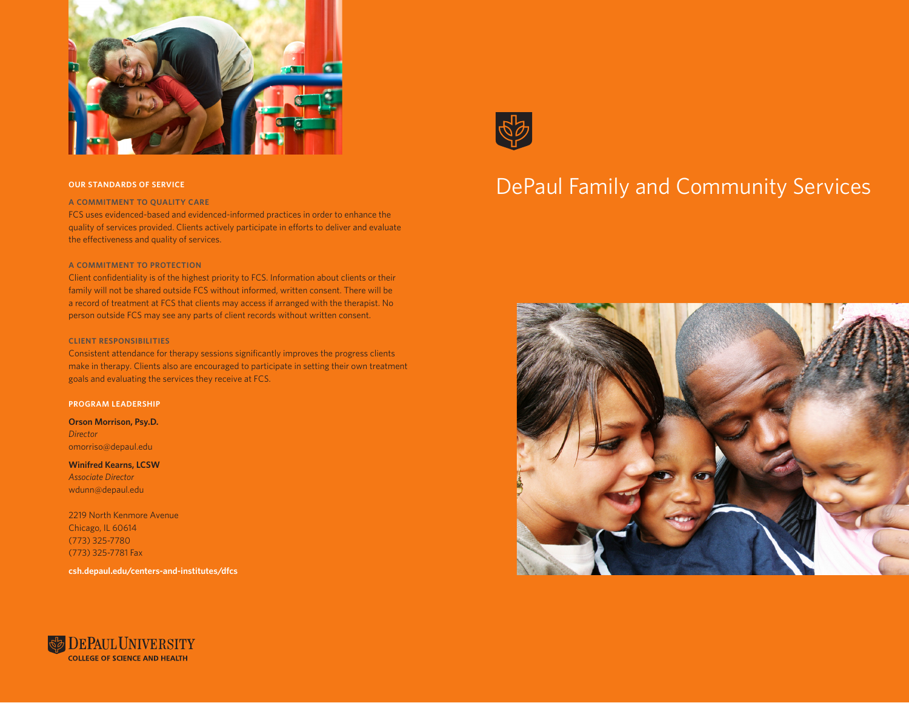# DePaul Family and Community Services

## OUR STANDARDS OF SERVICE

### A COMMITMENT TO QUALITY CARE

FCS uses evidenced-based and evidenced-informed practices in order to enhance the quality of services provided. Clients actively participate in efforts to deliver and evaluate the effectiveness and quality of services.

### A COMMITMENT TO PROTECTION

Client confidentiality is of the highest priority to FCS. Information about clients or their family will not be shared outside FCS without informed, written consent. There will be a record of treatment at FCS that clients may access if arranged with the therapist. No person outside FCS may see any parts of client records without written consent.

### CLIENT RESPONSIBILITIES

Consistent attendance for therapy sessions significantly improves the progress clients make in therapy. Clients also are encouraged to participate in setting their own treatment goals and evaluating the services they receive at FCS.

## PROGRAM LEADERSHIP

**Orson Morrison, Psy.D.**
*Director*
omorriso@depaul.edu

**Winifred Kearns, LCSW**
*Associate Director*
wdunn@depaul.edu

2219 North Kenmore Avenue
Chicago, IL 60614
(773) 325-7780
(773) 325-7781 Fax

**csh.depaul.edu/centers-and-institutes/dfcs**

DePaul University
COLLEGE OF SCIENCE AND HEALTH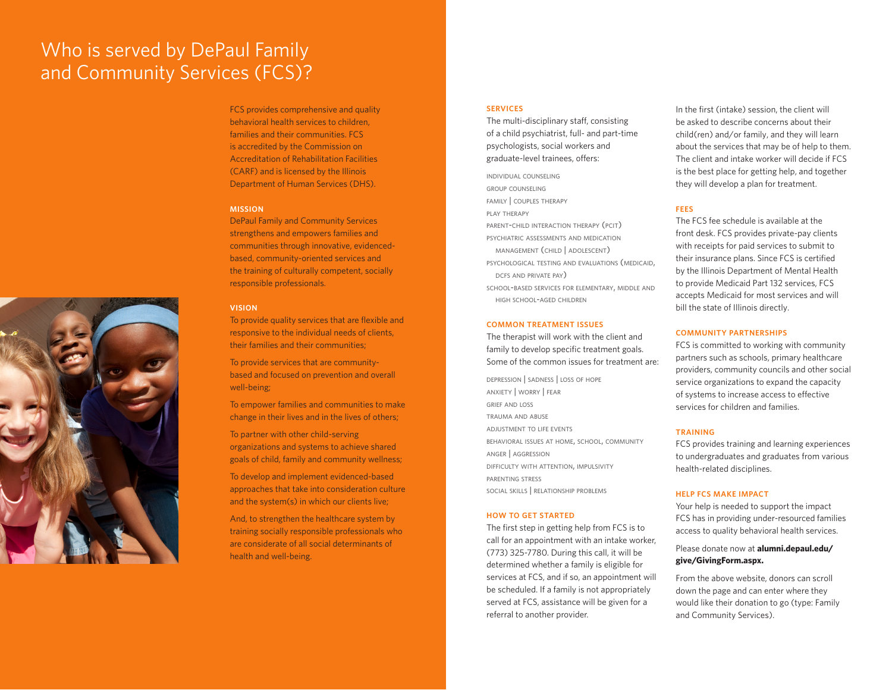# Who is served by DePaul Family and Community Services (FCS)?

FCS provides comprehensive and quality behavioral health services to children, families and their communities. FCS is accredited by the Commission on Accreditation of Rehabilitation Facilities (CARF) and is licensed by the Illinois Department of Human Services (DHS).

### MISSION

DePaul Family and Community Services strengthens and empowers families and communities through innovative, evidenced-based, community-oriented services and the training of culturally competent, socially responsible professionals.

### VISION

To provide quality services that are flexible and responsive to the individual needs of clients, their families and their communities;

To provide services that are community-based and focused on prevention and overall well-being;

To empower families and communities to make change in their lives and in the lives of others;

To partner with other child-serving organizations and systems to achieve shared goals of child, family and community wellness;

To develop and implement evidenced-based approaches that take into consideration culture and the system(s) in which our clients live;

And, to strengthen the healthcare system by training socially responsible professionals who are considerate of all social determinants of health and well-being.

### SERVICES

The multi-disciplinary staff, consisting of a child psychiatrist, full- and part-time psychologists, social workers and graduate-level trainees, offers:

- Individual counseling
- Group counseling
- Family | couples therapy
- Play therapy
- Parent-child interaction therapy (PCIT)
- Psychiatric assessments and medication management (child | adolescent)
- Psychological testing and evaluations (Medicaid, DCFS and private pay)
- School-based services for elementary, middle and high school-aged children

### COMMON TREATMENT ISSUES

The therapist will work with the client and family to develop specific treatment goals. Some of the common issues for treatment are:

- Depression | sadness | loss of hope
- Anxiety | worry | fear
- Grief and loss
- Trauma and abuse
- Adjustment to life events
- Behavioral issues at home, school, community
- Anger | aggression
- Difficulty with attention, impulsivity
- Parenting stress
- Social skills | relationship problems

### HOW TO GET STARTED

The first step in getting help from FCS is to call for an appointment with an intake worker, (773) 325-7780. During this call, it will be determined whether a family is eligible for services at FCS, and if so, an appointment will be scheduled. If a family is not appropriately served at FCS, assistance will be given for a referral to another provider.

In the first (intake) session, the client will be asked to describe concerns about their child(ren) and/or family, and they will learn about the services that may be of help to them. The client and intake worker will decide if FCS is the best place for getting help, and together they will develop a plan for treatment.

### FEES

The FCS fee schedule is available at the front desk. FCS provides private-pay clients with receipts for paid services to submit to their insurance plans. Since FCS is certified by the Illinois Department of Mental Health to provide Medicaid Part 132 services, FCS accepts Medicaid for most services and will bill the state of Illinois directly.

### COMMUNITY PARTNERSHIPS

FCS is committed to working with community partners such as schools, primary healthcare providers, community councils and other social service organizations to expand the capacity of systems to increase access to effective services for children and families.

### TRAINING

FCS provides training and learning experiences to undergraduates and graduates from various health-related disciplines.

### HELP FCS MAKE IMPACT

Your help is needed to support the impact FCS has in providing under-resourced families access to quality behavioral health services.

Please donate now at **alumni.depaul.edu/give/GivingForm.aspx.**

From the above website, donors can scroll down the page and can enter where they would like their donation to go (type: Family and Community Services).